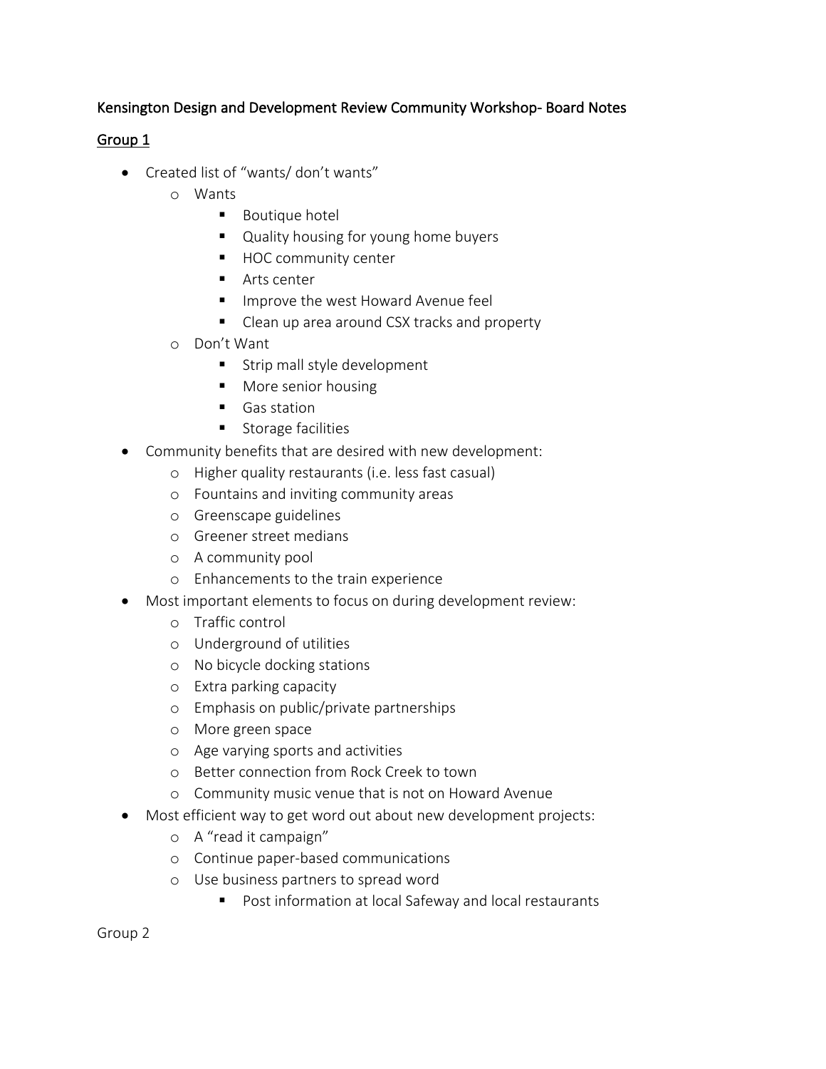Kensington Design and Development Review Community Workshop- Board Notes

<u>Group 1</u>

- Created list of "wants/ don't wants"
  - Wants
    - Boutique hotel
    - Quality housing for young home buyers
    - HOC community center
    - Arts center
    - Improve the west Howard Avenue feel
    - Clean up area around CSX tracks and property
  - Don't Want
    - Strip mall style development
    - More senior housing
    - Gas station
    - Storage facilities
- Community benefits that are desired with new development:
  - Higher quality restaurants (i.e. less fast casual)
  - Fountains and inviting community areas
  - Greenscape guidelines
  - Greener street medians
  - A community pool
  - Enhancements to the train experience
- Most important elements to focus on during development review:
  - Traffic control
  - Underground of utilities
  - No bicycle docking stations
  - Extra parking capacity
  - Emphasis on public/private partnerships
  - More green space
  - Age varying sports and activities
  - Better connection from Rock Creek to town
  - Community music venue that is not on Howard Avenue
- Most efficient way to get word out about new development projects:
  - A "read it campaign"
  - Continue paper-based communications
  - Use business partners to spread word
    - Post information at local Safeway and local restaurants

Group 2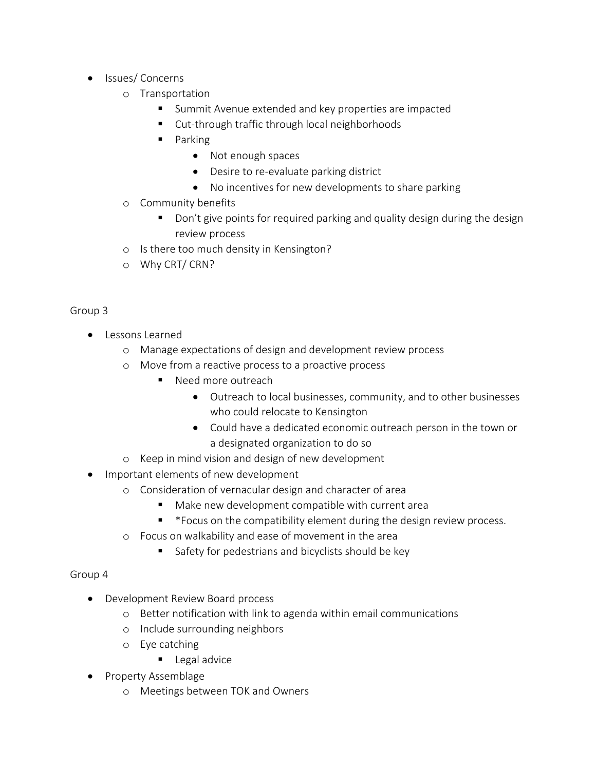- Issues/ Concerns
  - Transportation
    - Summit Avenue extended and key properties are impacted
    - Cut-through traffic through local neighborhoods
    - Parking
      - Not enough spaces
      - Desire to re-evaluate parking district
      - No incentives for new developments to share parking
  - Community benefits
    - Don't give points for required parking and quality design during the design review process
  - Is there too much density in Kensington?
  - Why CRT/ CRN?

Group 3

- Lessons Learned
  - Manage expectations of design and development review process
  - Move from a reactive process to a proactive process
    - Need more outreach
      - Outreach to local businesses, community, and to other businesses who could relocate to Kensington
      - Could have a dedicated economic outreach person in the town or a designated organization to do so
  - Keep in mind vision and design of new development
- Important elements of new development
  - Consideration of vernacular design and character of area
    - Make new development compatible with current area
    - *Focus on the compatibility element during the design review process.
  - Focus on walkability and ease of movement in the area
    - Safety for pedestrians and bicyclists should be key

Group 4

- Development Review Board process
  - Better notification with link to agenda within email communications
  - Include surrounding neighbors
  - Eye catching
    - Legal advice
- Property Assemblage
  - Meetings between TOK and Owners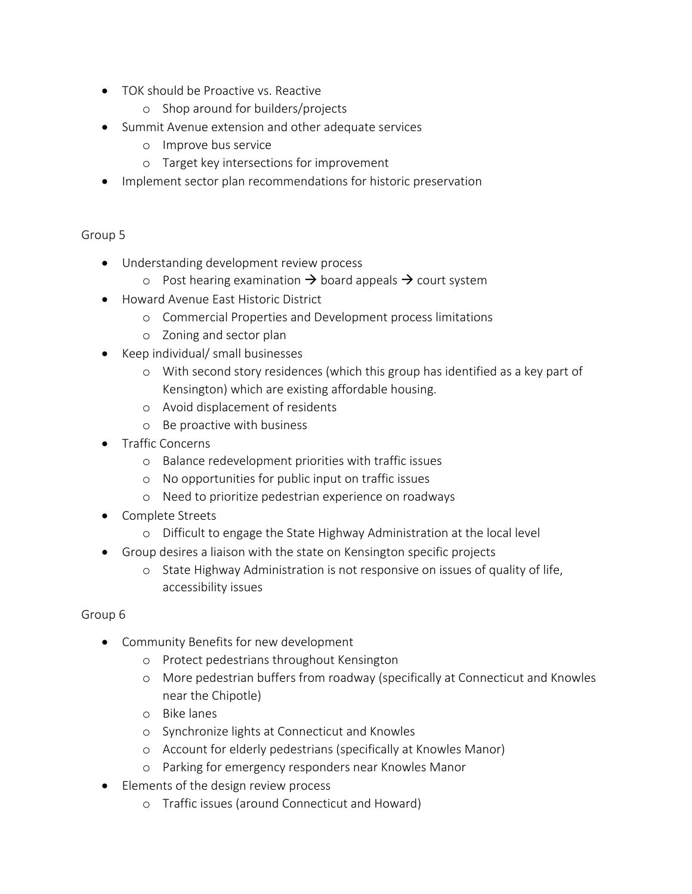- TOK should be Proactive vs. Reactive
  - Shop around for builders/projects
- Summit Avenue extension and other adequate services
  - Improve bus service
  - Target key intersections for improvement
- Implement sector plan recommendations for historic preservation

Group 5

- Understanding development review process
  - Post hearing examination → board appeals → court system
- Howard Avenue East Historic District
  - Commercial Properties and Development process limitations
  - Zoning and sector plan
- Keep individual/ small businesses
  - With second story residences (which this group has identified as a key part of Kensington) which are existing affordable housing.
  - Avoid displacement of residents
  - Be proactive with business
- Traffic Concerns
  - Balance redevelopment priorities with traffic issues
  - No opportunities for public input on traffic issues
  - Need to prioritize pedestrian experience on roadways
- Complete Streets
  - Difficult to engage the State Highway Administration at the local level
- Group desires a liaison with the state on Kensington specific projects
  - State Highway Administration is not responsive on issues of quality of life, accessibility issues

Group 6

- Community Benefits for new development
  - Protect pedestrians throughout Kensington
  - More pedestrian buffers from roadway (specifically at Connecticut and Knowles near the Chipotle)
  - Bike lanes
  - Synchronize lights at Connecticut and Knowles
  - Account for elderly pedestrians (specifically at Knowles Manor)
  - Parking for emergency responders near Knowles Manor
- Elements of the design review process
  - Traffic issues (around Connecticut and Howard)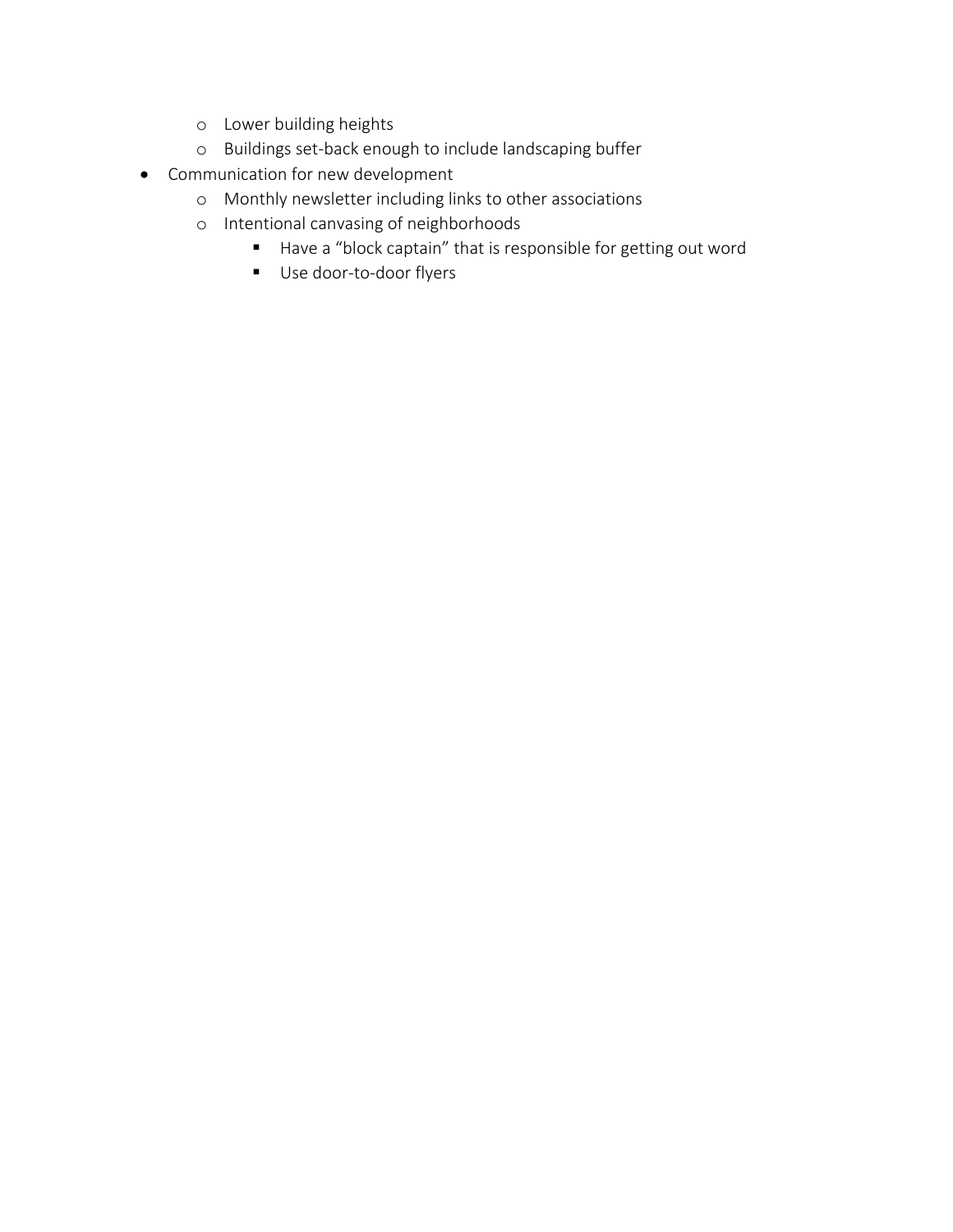- Lower building heights
  - Buildings set-back enough to include landscaping buffer
- Communication for new development
  - Monthly newsletter including links to other associations
  - Intentional canvasing of neighborhoods
    - Have a “block captain” that is responsible for getting out word
    - Use door-to-door flyers